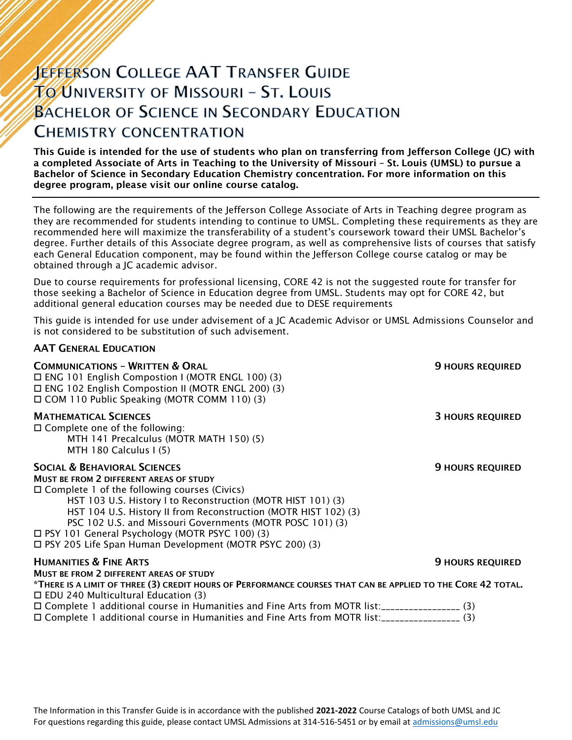# Jefferson College AAT Transfer Guide To University of Missouri – St. Louis Bachelor of Science in Secondary Education Chemistry concentration

**This Guide is intended for the use of students who plan on transferring from Jefferson College (JC) with a completed Associate of Arts in Teaching to the University of Missouri – St. Louis (UMSL) to pursue a Bachelor of Science in Secondary Education Chemistry concentration. For more information on this degree program, please visit our online course catalog.**

---

The following are the requirements of the Jefferson College Associate of Arts in Teaching degree program as they are recommended for students intending to continue to UMSL. Completing these requirements as they are recommended here will maximize the transferability of a student's coursework toward their UMSL Bachelor's degree. Further details of this Associate degree program, as well as comprehensive lists of courses that satisfy each General Education component, may be found within the Jefferson College course catalog or may be obtained through a JC academic advisor.

Due to course requirements for professional licensing, CORE 42 is not the suggested route for transfer for those seeking a Bachelor of Science in Education degree from UMSL. Students may opt for CORE 42, but additional general education courses may be needed due to DESE requirements

This guide is intended for use under advisement of a JC Academic Advisor or UMSL Admissions Counselor and is not considered to be substitution of such advisement.

## AAT General Education

### Communications – Written & Oral — 9 hours required

- ☐ ENG 101 English Compostion I (MOTR ENGL 100) (3)
- ☐ ENG 102 English Compostion II (MOTR ENGL 200) (3)
- ☐ COM 110 Public Speaking (MOTR COMM 110) (3)

### Mathematical Sciences — 3 hours required

- ☐ Complete one of the following:
  - MTH 141 Precalculus (MOTR MATH 150) (5)
  - MTH 180 Calculus I (5)

### Social & Behavioral Sciences — 9 hours required

**Must be from 2 different areas of study**

- ☐ Complete 1 of the following courses (Civics)
  - HST 103 U.S. History I to Reconstruction (MOTR HIST 101) (3)
  - HST 104 U.S. History II from Reconstruction (MOTR HIST 102) (3)
  - PSC 102 U.S. and Missouri Governments (MOTR POSC 101) (3)
- ☐ PSY 101 General Psychology (MOTR PSYC 100) (3)
- ☐ PSY 205 Life Span Human Development (MOTR PSYC 200) (3)

### Humanities & Fine Arts — 9 hours required

**Must be from 2 different areas of study**

***There is a limit of three (3) credit hours of Performance courses that can be applied to the Core 42 total.**

- ☐ EDU 240 Multicultural Education (3)
- ☐ Complete 1 additional course in Humanities and Fine Arts from MOTR list:_________________ (3)
- ☐ Complete 1 additional course in Humanities and Fine Arts from MOTR list:_________________ (3)

The Information in this Transfer Guide is in accordance with the published **2021-2022** Course Catalogs of both UMSL and JC
For questions regarding this guide, please contact UMSL Admissions at 314-516-5451 or by email at admissions@umsl.edu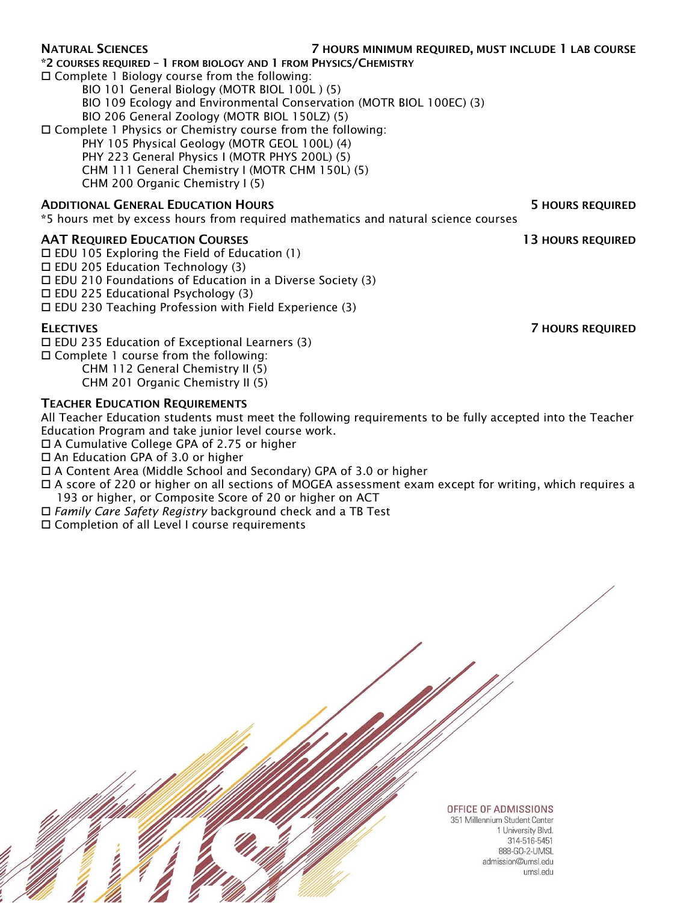## Natural Sciences — 7 hours minimum required, must include 1 lab course

***2 courses required – 1 from Biology and 1 from Physics/Chemistry**

- ☐ Complete 1 Biology course from the following:
  - BIO 101 General Biology (MOTR BIOL 100L ) (5)
  - BIO 109 Ecology and Environmental Conservation (MOTR BIOL 100EC) (3)
  - BIO 206 General Zoology (MOTR BIOL 150LZ) (5)
- ☐ Complete 1 Physics or Chemistry course from the following:
  - PHY 105 Physical Geology (MOTR GEOL 100L) (4)
  - PHY 223 General Physics I (MOTR PHYS 200L) (5)
  - CHM 111 General Chemistry I (MOTR CHM 150L) (5)
  - CHM 200 Organic Chemistry I (5)

## Additional General Education Hours — 5 hours required

*5 hours met by excess hours from required mathematics and natural science courses

## AAT Required Education Courses — 13 hours required

- ☐ EDU 105 Exploring the Field of Education (1)
- ☐ EDU 205 Education Technology (3)
- ☐ EDU 210 Foundations of Education in a Diverse Society (3)
- ☐ EDU 225 Educational Psychology (3)
- ☐ EDU 230 Teaching Profession with Field Experience (3)

## Electives — 7 hours required

- ☐ EDU 235 Education of Exceptional Learners (3)
- ☐ Complete 1 course from the following:
  - CHM 112 General Chemistry II (5)
  - CHM 201 Organic Chemistry II (5)

## Teacher Education Requirements

All Teacher Education students must meet the following requirements to be fully accepted into the Teacher Education Program and take junior level course work.

- ☐ A Cumulative College GPA of 2.75 or higher
- ☐ An Education GPA of 3.0 or higher
- ☐ A Content Area (Middle School and Secondary) GPA of 3.0 or higher
- ☐ A score of 220 or higher on all sections of MOGEA assessment exam except for writing, which requires a 193 or higher, or Composite Score of 20 or higher on ACT
- ☐ *Family Care Safety Registry* background check and a TB Test
- ☐ Completion of all Level I course requirements

OFFICE OF ADMISSIONS
351 Millennium Student Center
1 University Blvd.
314-516-5451
888-GO-2-UMSL
admission@umsl.edu
umsl.edu